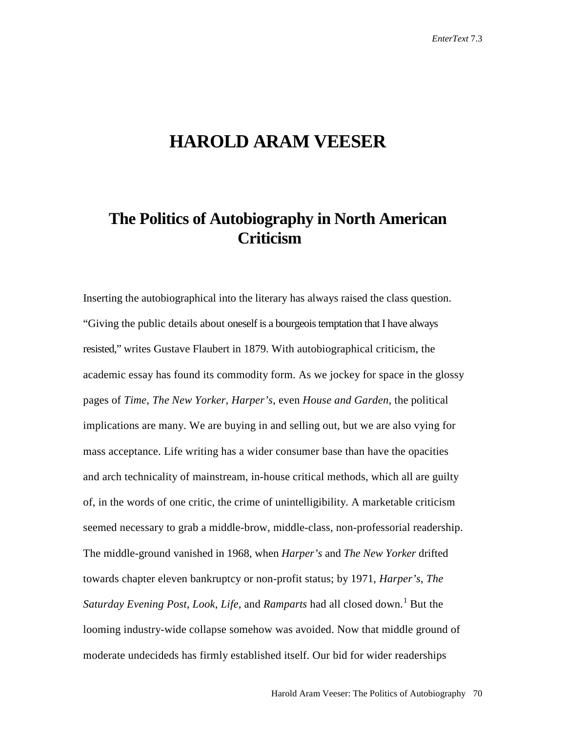# HAROLD ARAM VEESER

## The Politics of Autobiography in North American Criticism

Inserting the autobiographical into the literary has always raised the class question. “Giving the public details about oneself is a bourgeois temptation that I have always resisted,” writes Gustave Flaubert in 1879. With autobiographical criticism, the academic essay has found its commodity form. As we jockey for space in the glossy pages of *Time*, *The New Yorker*, *Harper’s*, even *House and Garden*, the political implications are many. We are buying in and selling out, but we are also vying for mass acceptance. Life writing has a wider consumer base than have the opacities and arch technicality of mainstream, in-house critical methods, which all are guilty of, in the words of one critic, the crime of unintelligibility. A marketable criticism seemed necessary to grab a middle-brow, middle-class, non-professorial readership. The middle-ground vanished in 1968, when *Harper’s* and *The New Yorker* drifted towards chapter eleven bankruptcy or non-profit status; by 1971, *Harper’s*, *The Saturday Evening Post*, *Look*, *Life*, and *Ramparts* had all closed down.[1] But the looming industry-wide collapse somehow was avoided. Now that middle ground of moderate undecideds has firmly established itself. Our bid for wider readerships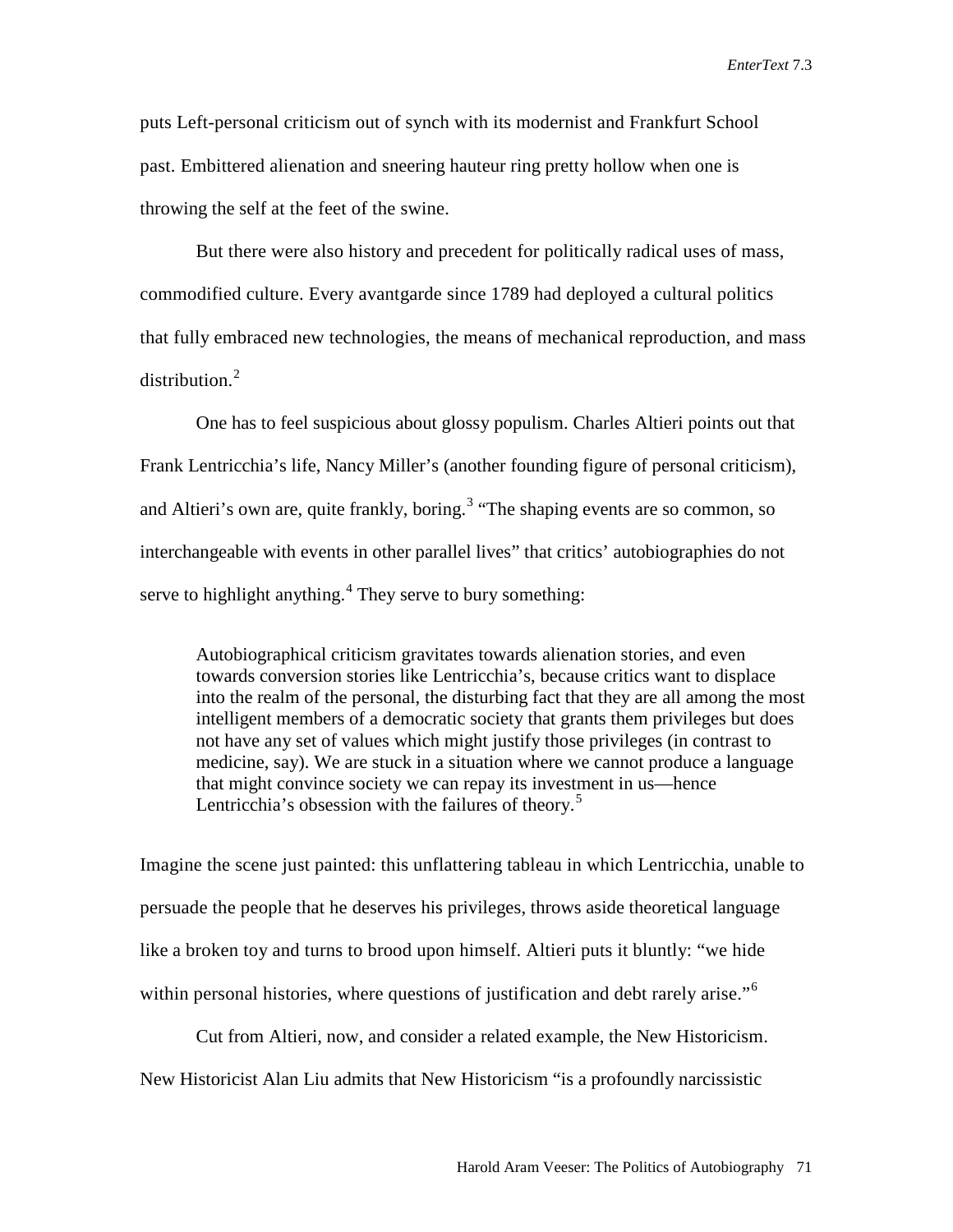puts Left-personal criticism out of synch with its modernist and Frankfurt School past. Embittered alienation and sneering hauteur ring pretty hollow when one is throwing the self at the feet of the swine.

But there were also history and precedent for politically radical uses of mass, commodified culture. Every avantgarde since 1789 had deployed a cultural politics that fully embraced new technologies, the means of mechanical reproduction, and mass distribution.[2]

One has to feel suspicious about glossy populism. Charles Altieri points out that Frank Lentricchia's life, Nancy Miller's (another founding figure of personal criticism), and Altieri's own are, quite frankly, boring.[3] "The shaping events are so common, so interchangeable with events in other parallel lives" that critics' autobiographies do not serve to highlight anything.[4] They serve to bury something:

> Autobiographical criticism gravitates towards alienation stories, and even towards conversion stories like Lentricchia's, because critics want to displace into the realm of the personal, the disturbing fact that they are all among the most intelligent members of a democratic society that grants them privileges but does not have any set of values which might justify those privileges (in contrast to medicine, say). We are stuck in a situation where we cannot produce a language that might convince society we can repay its investment in us—hence Lentricchia's obsession with the failures of theory.[5]

Imagine the scene just painted: this unflattering tableau in which Lentricchia, unable to persuade the people that he deserves his privileges, throws aside theoretical language like a broken toy and turns to brood upon himself. Altieri puts it bluntly: "we hide within personal histories, where questions of justification and debt rarely arise."[6]

Cut from Altieri, now, and consider a related example, the New Historicism. New Historicist Alan Liu admits that New Historicism "is a profoundly narcissistic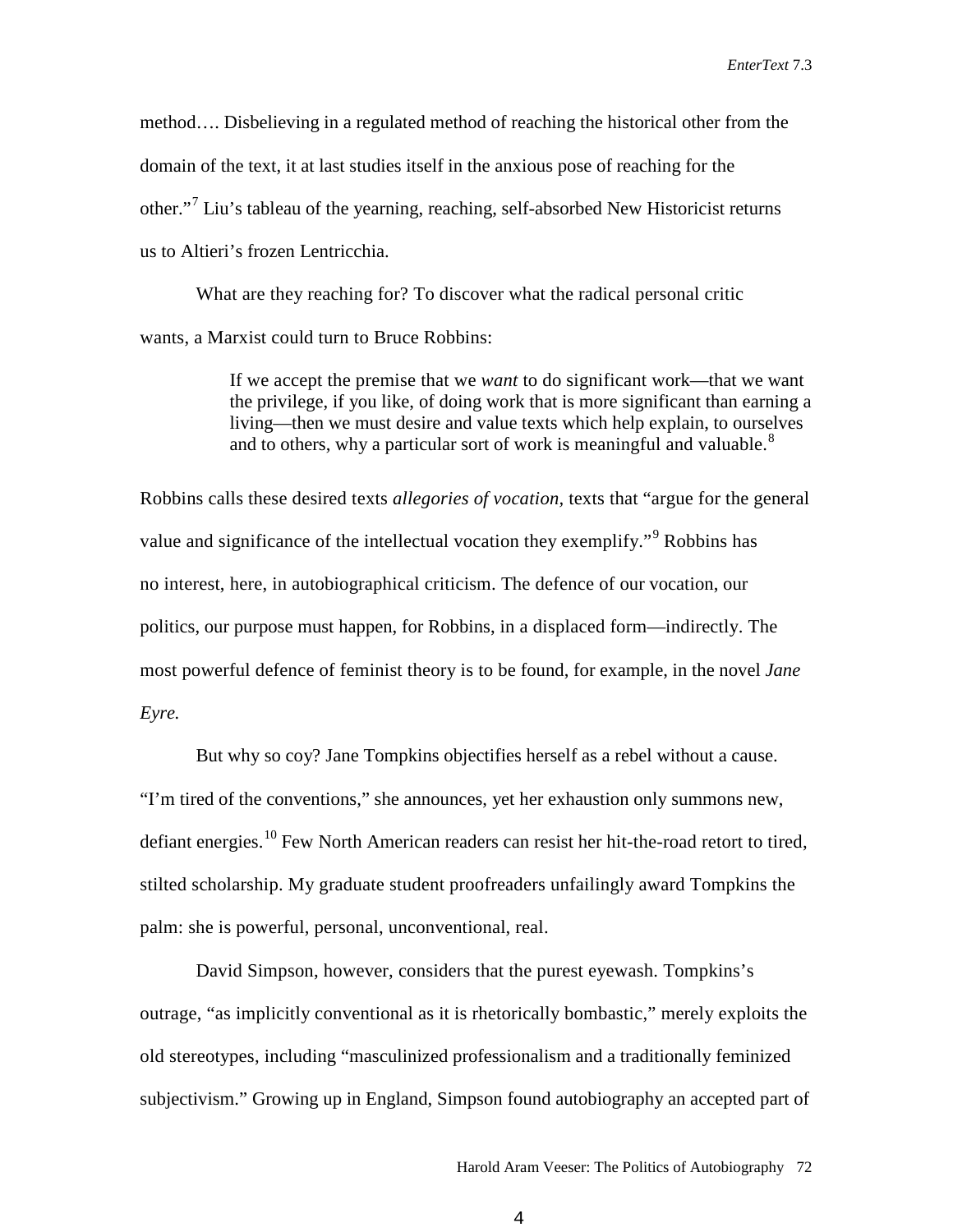method…. Disbelieving in a regulated method of reaching the historical other from the domain of the text, it at last studies itself in the anxious pose of reaching for the other."[7] Liu's tableau of the yearning, reaching, self-absorbed New Historicist returns us to Altieri's frozen Lentricchia.

What are they reaching for? To discover what the radical personal critic wants, a Marxist could turn to Bruce Robbins:

> If we accept the premise that we *want* to do significant work—that we want the privilege, if you like, of doing work that is more significant than earning a living—then we must desire and value texts which help explain, to ourselves and to others, why a particular sort of work is meaningful and valuable.[8]

Robbins calls these desired texts *allegories of vocation*, texts that "argue for the general value and significance of the intellectual vocation they exemplify."[9] Robbins has no interest, here, in autobiographical criticism. The defence of our vocation, our politics, our purpose must happen, for Robbins, in a displaced form—indirectly. The most powerful defence of feminist theory is to be found, for example, in the novel *Jane Eyre.*

But why so coy? Jane Tompkins objectifies herself as a rebel without a cause. "I'm tired of the conventions," she announces, yet her exhaustion only summons new, defiant energies.[10] Few North American readers can resist her hit-the-road retort to tired, stilted scholarship. My graduate student proofreaders unfailingly award Tompkins the palm: she is powerful, personal, unconventional, real.

David Simpson, however, considers that the purest eyewash. Tompkins's outrage, "as implicitly conventional as it is rhetorically bombastic," merely exploits the old stereotypes, including "masculinized professionalism and a traditionally feminized subjectivism." Growing up in England, Simpson found autobiography an accepted part of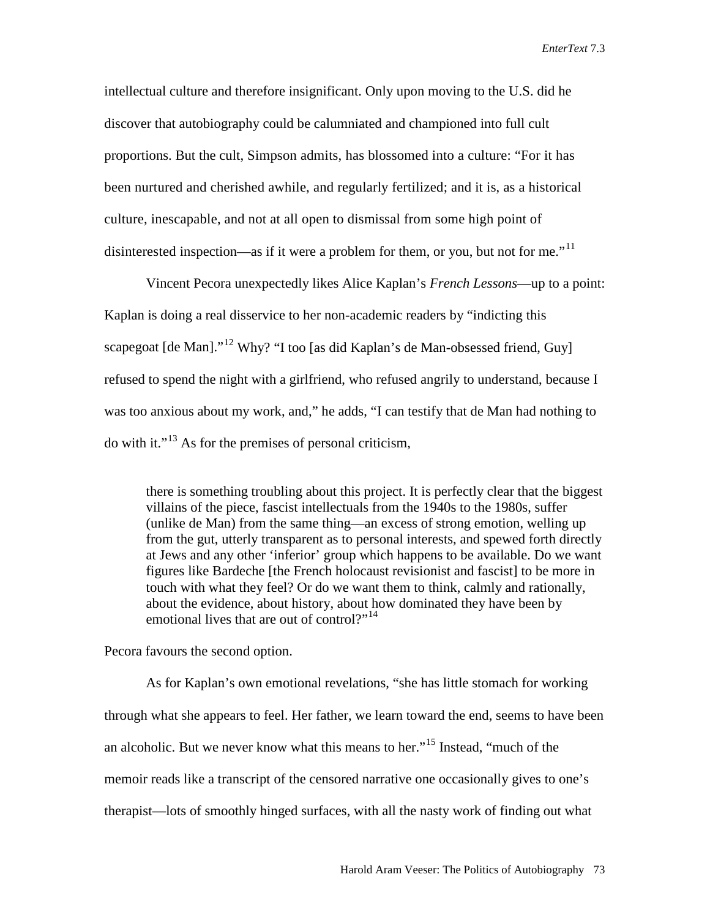intellectual culture and therefore insignificant. Only upon moving to the U.S. did he discover that autobiography could be calumniated and championed into full cult proportions. But the cult, Simpson admits, has blossomed into a culture: "For it has been nurtured and cherished awhile, and regularly fertilized; and it is, as a historical culture, inescapable, and not at all open to dismissal from some high point of disinterested inspection—as if it were a problem for them, or you, but not for me."[11]

Vincent Pecora unexpectedly likes Alice Kaplan's *French Lessons*—up to a point: Kaplan is doing a real disservice to her non-academic readers by "indicting this scapegoat [de Man]."[12] Why? "I too [as did Kaplan's de Man-obsessed friend, Guy] refused to spend the night with a girlfriend, who refused angrily to understand, because I was too anxious about my work, and," he adds, "I can testify that de Man had nothing to do with it."[13] As for the premises of personal criticism,

> there is something troubling about this project. It is perfectly clear that the biggest villains of the piece, fascist intellectuals from the 1940s to the 1980s, suffer (unlike de Man) from the same thing—an excess of strong emotion, welling up from the gut, utterly transparent as to personal interests, and spewed forth directly at Jews and any other 'inferior' group which happens to be available. Do we want figures like Bardeche [the French holocaust revisionist and fascist] to be more in touch with what they feel? Or do we want them to think, calmly and rationally, about the evidence, about history, about how dominated they have been by emotional lives that are out of control?"[14]

Pecora favours the second option.

As for Kaplan's own emotional revelations, "she has little stomach for working through what she appears to feel. Her father, we learn toward the end, seems to have been an alcoholic. But we never know what this means to her."[15] Instead, "much of the memoir reads like a transcript of the censored narrative one occasionally gives to one's therapist—lots of smoothly hinged surfaces, with all the nasty work of finding out what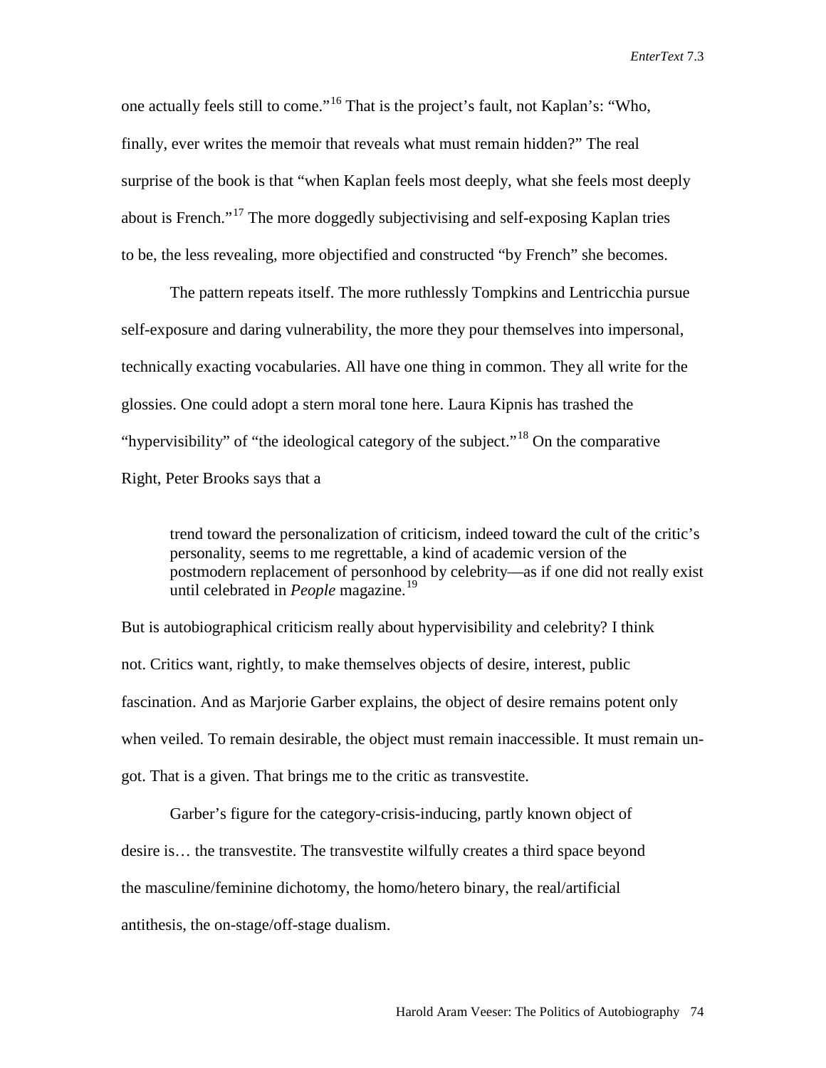one actually feels still to come."[16] That is the project's fault, not Kaplan's: "Who, finally, ever writes the memoir that reveals what must remain hidden?" The real surprise of the book is that "when Kaplan feels most deeply, what she feels most deeply about is French."[17] The more doggedly subjectivising and self-exposing Kaplan tries to be, the less revealing, more objectified and constructed "by French" she becomes.

The pattern repeats itself. The more ruthlessly Tompkins and Lentricchia pursue self-exposure and daring vulnerability, the more they pour themselves into impersonal, technically exacting vocabularies. All have one thing in common. They all write for the glossies. One could adopt a stern moral tone here. Laura Kipnis has trashed the "hypervisibility" of "the ideological category of the subject."[18] On the comparative Right, Peter Brooks says that a

> trend toward the personalization of criticism, indeed toward the cult of the critic's personality, seems to me regrettable, a kind of academic version of the postmodern replacement of personhood by celebrity—as if one did not really exist until celebrated in *People* magazine.[19]

But is autobiographical criticism really about hypervisibility and celebrity? I think not. Critics want, rightly, to make themselves objects of desire, interest, public fascination. And as Marjorie Garber explains, the object of desire remains potent only when veiled. To remain desirable, the object must remain inaccessible. It must remain un-got. That is a given. That brings me to the critic as transvestite.

Garber's figure for the category-crisis-inducing, partly known object of desire is… the transvestite. The transvestite wilfully creates a third space beyond the masculine/feminine dichotomy, the homo/hetero binary, the real/artificial antithesis, the on-stage/off-stage dualism.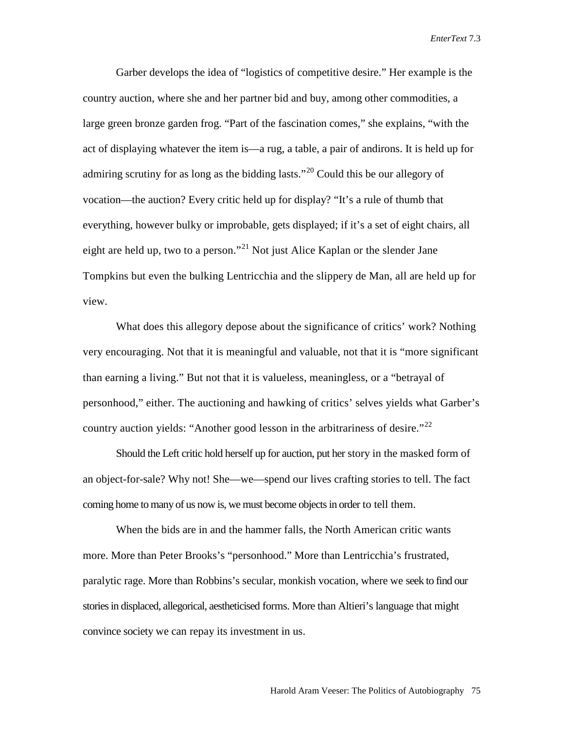Garber develops the idea of "logistics of competitive desire." Her example is the country auction, where she and her partner bid and buy, among other commodities, a large green bronze garden frog. "Part of the fascination comes," she explains, "with the act of displaying whatever the item is—a rug, a table, a pair of andirons. It is held up for admiring scrutiny for as long as the bidding lasts."[20] Could this be our allegory of vocation—the auction? Every critic held up for display? "It's a rule of thumb that everything, however bulky or improbable, gets displayed; if it's a set of eight chairs, all eight are held up, two to a person."[21] Not just Alice Kaplan or the slender Jane Tompkins but even the bulking Lentricchia and the slippery de Man, all are held up for view.

What does this allegory depose about the significance of critics' work? Nothing very encouraging. Not that it is meaningful and valuable, not that it is "more significant than earning a living." But not that it is valueless, meaningless, or a "betrayal of personhood," either. The auctioning and hawking of critics' selves yields what Garber's country auction yields: "Another good lesson in the arbitrariness of desire."[22]

Should the Left critic hold herself up for auction, put her story in the masked form of an object-for-sale? Why not! She—we—spend our lives crafting stories to tell. The fact coming home to many of us now is, we must become objects in order to tell them.

When the bids are in and the hammer falls, the North American critic wants more. More than Peter Brooks's "personhood." More than Lentricchia's frustrated, paralytic rage. More than Robbins's secular, monkish vocation, where we seek to find our stories in displaced, allegorical, aestheticised forms. More than Altieri's language that might convince society we can repay its investment in us.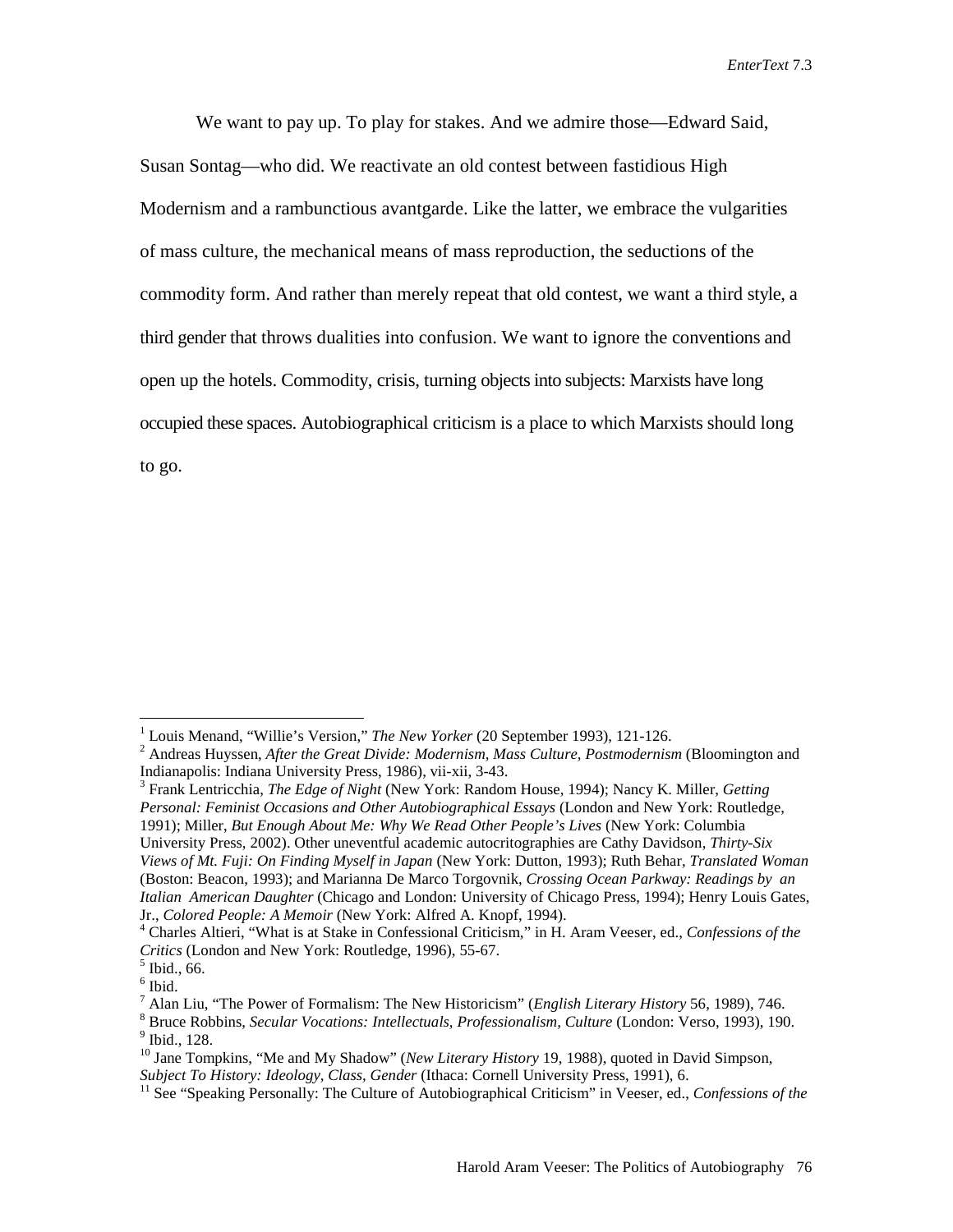We want to pay up. To play for stakes. And we admire those—Edward Said, Susan Sontag—who did. We reactivate an old contest between fastidious High Modernism and a rambunctious avantgarde. Like the latter, we embrace the vulgarities of mass culture, the mechanical means of mass reproduction, the seductions of the commodity form. And rather than merely repeat that old contest, we want a third style, a third gender that throws dualities into confusion. We want to ignore the conventions and open up the hotels. Commodity, crisis, turning objects into subjects: Marxists have long occupied these spaces. Autobiographical criticism is a place to which Marxists should long to go.

---

[1] Louis Menand, "Willie's Version," *The New Yorker* (20 September 1993), 121-126.

[2] Andreas Huyssen, *After the Great Divide: Modernism, Mass Culture, Postmodernism* (Bloomington and Indianapolis: Indiana University Press, 1986), vii-xii, 3-43.

[3] Frank Lentricchia, *The Edge of Night* (New York: Random House, 1994); Nancy K. Miller, *Getting Personal: Feminist Occasions and Other Autobiographical Essays* (London and New York: Routledge, 1991); Miller, *But Enough About Me: Why We Read Other People's Lives* (New York: Columbia University Press, 2002). Other uneventful academic autocritographies are Cathy Davidson, *Thirty-Six Views of Mt. Fuji: On Finding Myself in Japan* (New York: Dutton, 1993); Ruth Behar, *Translated Woman* (Boston: Beacon, 1993); and Marianna De Marco Torgovnik, *Crossing Ocean Parkway: Readings by an Italian American Daughter* (Chicago and London: University of Chicago Press, 1994); Henry Louis Gates, Jr., *Colored People: A Memoir* (New York: Alfred A. Knopf, 1994).

[4] Charles Altieri, "What is at Stake in Confessional Criticism," in H. Aram Veeser, ed., *Confessions of the Critics* (London and New York: Routledge, 1996), 55-67.

[5] Ibid., 66.

[6] Ibid.

[7] Alan Liu, "The Power of Formalism: The New Historicism" (*English Literary History* 56, 1989), 746.

[8] Bruce Robbins, *Secular Vocations: Intellectuals, Professionalism, Culture* (London: Verso, 1993), 190.

[9] Ibid., 128.

[10] Jane Tompkins, "Me and My Shadow" (*New Literary History* 19, 1988), quoted in David Simpson, *Subject To History: Ideology, Class, Gender* (Ithaca: Cornell University Press, 1991), 6.

[11] See "Speaking Personally: The Culture of Autobiographical Criticism" in Veeser, ed., *Confessions of the*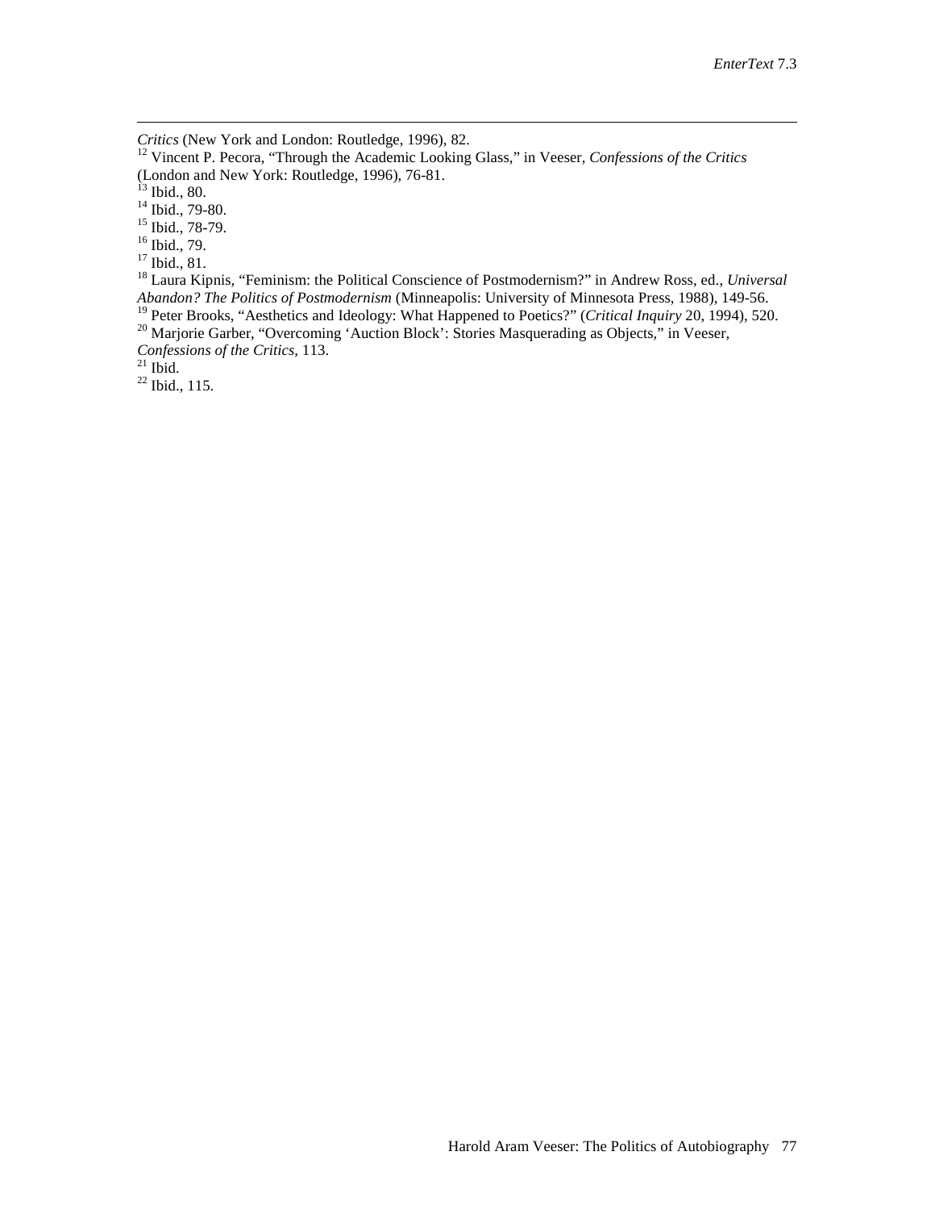*Critics* (New York and London: Routledge, 1996), 82.

[12] Vincent P. Pecora, "Through the Academic Looking Glass," in Veeser, *Confessions of the Critics* (London and New York: Routledge, 1996), 76-81.

[13] Ibid., 80.

[14] Ibid., 79-80.

[15] Ibid., 78-79.

[16] Ibid., 79.

[17] Ibid., 81.

[18] Laura Kipnis, "Feminism: the Political Conscience of Postmodernism?" in Andrew Ross, ed., *Universal Abandon? The Politics of Postmodernism* (Minneapolis: University of Minnesota Press, 1988), 149-56.

[19] Peter Brooks, "Aesthetics and Ideology: What Happened to Poetics?" (*Critical Inquiry* 20, 1994), 520.

[20] Marjorie Garber, "Overcoming 'Auction Block': Stories Masquerading as Objects," in Veeser, *Confessions of the Critics*, 113.

[21] Ibid.

[22] Ibid., 115.